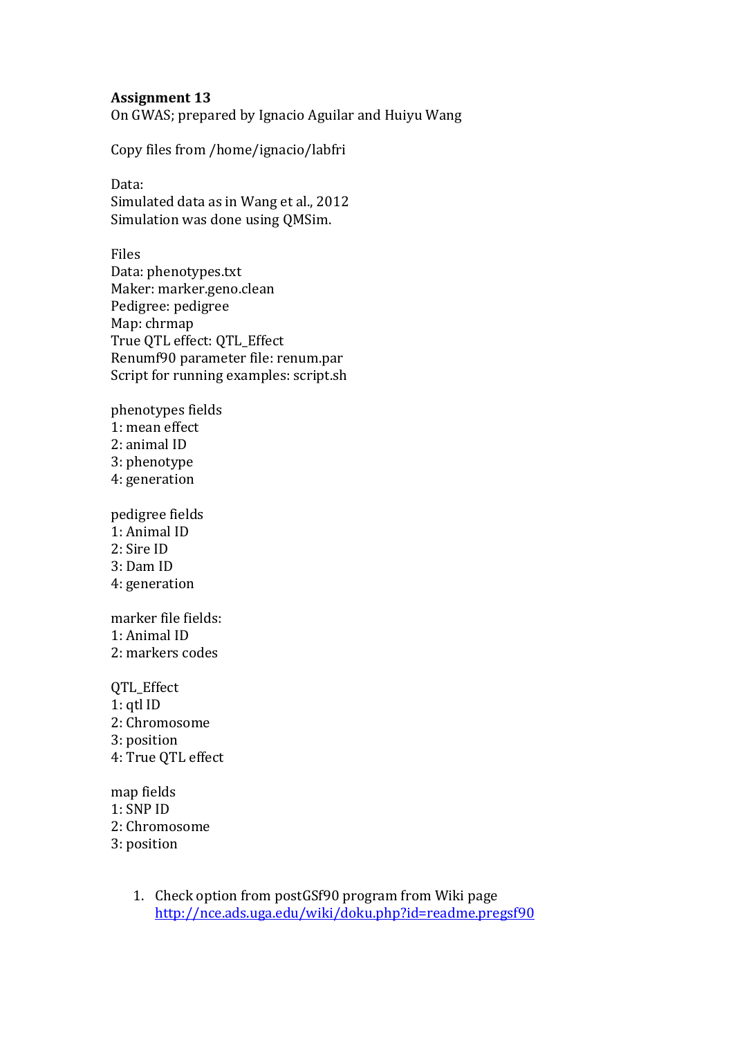**Assignment 13**

On GWAS; prepared by Ignacio Aguilar and Huiyu Wang

Copy files from /home/ignacio/labfri

Data:
Simulated data as in Wang et al., 2012
Simulation was done using QMSim.

Files
Data: phenotypes.txt
Maker: marker.geno.clean
Pedigree: pedigree
Map: chrmap
True QTL effect: QTL_Effect
Renumf90 parameter file: renum.par
Script for running examples: script.sh

phenotypes fields
1: mean effect
2: animal ID
3: phenotype
4: generation

pedigree fields
1: Animal ID
2: Sire ID
3: Dam ID
4: generation

marker file fields:
1: Animal ID
2: markers codes

QTL_Effect
1: qtl ID
2: Chromosome
3: position
4: True QTL effect

map fields
1: SNP ID
2: Chromosome
3: position

1. Check option from postGSf90 program from Wiki page [http://nce.ads.uga.edu/wiki/doku.php?id=readme.pregsf90](http://nce.ads.uga.edu/wiki/doku.php?id=readme.pregsf90)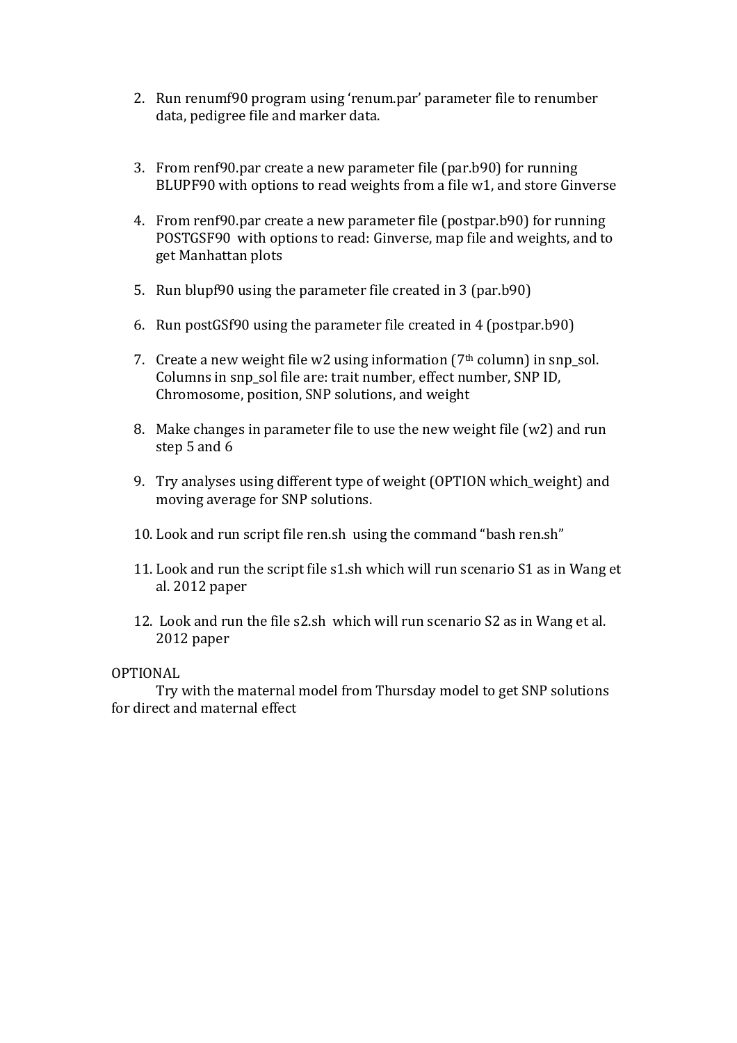2. Run renumf90 program using 'renum.par' parameter file to renumber data, pedigree file and marker data.

3. From renf90.par create a new parameter file (par.b90) for running BLUPF90 with options to read weights from a file w1, and store Ginverse

4. From renf90.par create a new parameter file (postpar.b90) for running POSTGSF90 with options to read: Ginverse, map file and weights, and to get Manhattan plots

5. Run blupf90 using the parameter file created in 3 (par.b90)

6. Run postGSf90 using the parameter file created in 4 (postpar.b90)

7. Create a new weight file w2 using information ($7^{th}$ column) in snp_sol. Columns in snp_sol file are: trait number, effect number, SNP ID, Chromosome, position, SNP solutions, and weight

8. Make changes in parameter file to use the new weight file (w2) and run step 5 and 6

9. Try analyses using different type of weight (OPTION which_weight) and moving average for SNP solutions.

10. Look and run script file ren.sh using the command "bash ren.sh"

11. Look and run the script file s1.sh which will run scenario S1 as in Wang et al. 2012 paper

12. Look and run the file s2.sh which will run scenario S2 as in Wang et al. 2012 paper

OPTIONAL

Try with the maternal model from Thursday model to get SNP solutions for direct and maternal effect